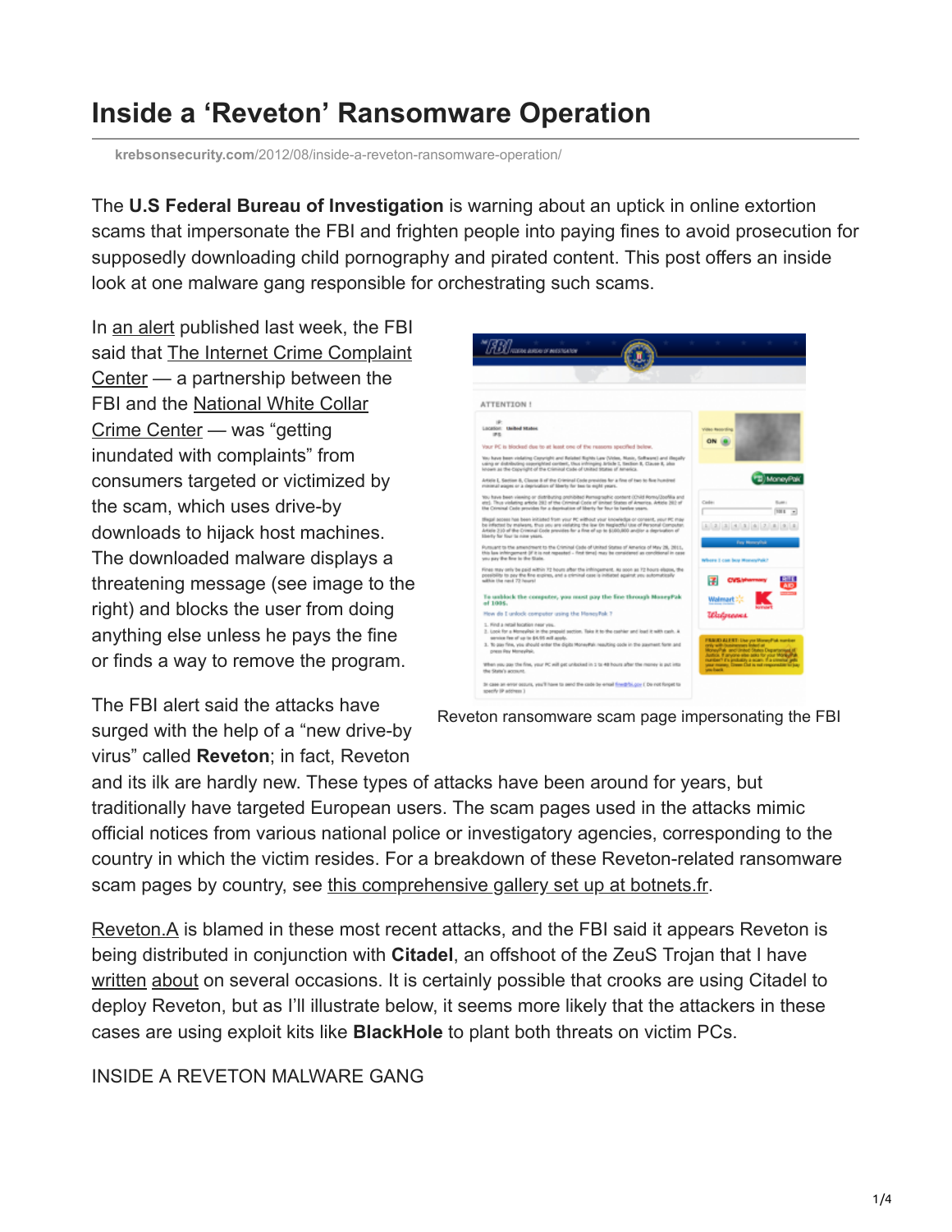# Inside a 'Reveton' Ransomware Operation

krebsonsecurity.com/2012/08/inside-a-reveton-ransomware-operation/

The **U.S Federal Bureau of Investigation** is warning about an uptick in online extortion scams that impersonate the FBI and frighten people into paying fines to avoid prosecution for supposedly downloading child pornography and pirated content. This post offers an inside look at one malware gang responsible for orchestrating such scams.

In an alert published last week, the FBI said that The Internet Crime Complaint Center — a partnership between the FBI and the National White Collar Crime Center — was "getting inundated with complaints" from consumers targeted or victimized by the scam, which uses drive-by downloads to hijack host machines. The downloaded malware displays a threatening message (see image to the right) and blocks the user from doing anything else unless he pays the fine or finds a way to remove the program.

Reveton ransomware scam page impersonating the FBI

The FBI alert said the attacks have surged with the help of a "new drive-by virus" called **Reveton**; in fact, Reveton and its ilk are hardly new. These types of attacks have been around for years, but traditionally have targeted European users. The scam pages used in the attacks mimic official notices from various national police or investigatory agencies, corresponding to the country in which the victim resides. For a breakdown of these Reveton-related ransomware scam pages by country, see this comprehensive gallery set up at botnets.fr.

Reveton.A is blamed in these most recent attacks, and the FBI said it appears Reveton is being distributed in conjunction with **Citadel**, an offshoot of the ZeuS Trojan that I have written about on several occasions. It is certainly possible that crooks are using Citadel to deploy Reveton, but as I'll illustrate below, it seems more likely that the attackers in these cases are using exploit kits like **BlackHole** to plant both threats on victim PCs.

INSIDE A REVETON MALWARE GANG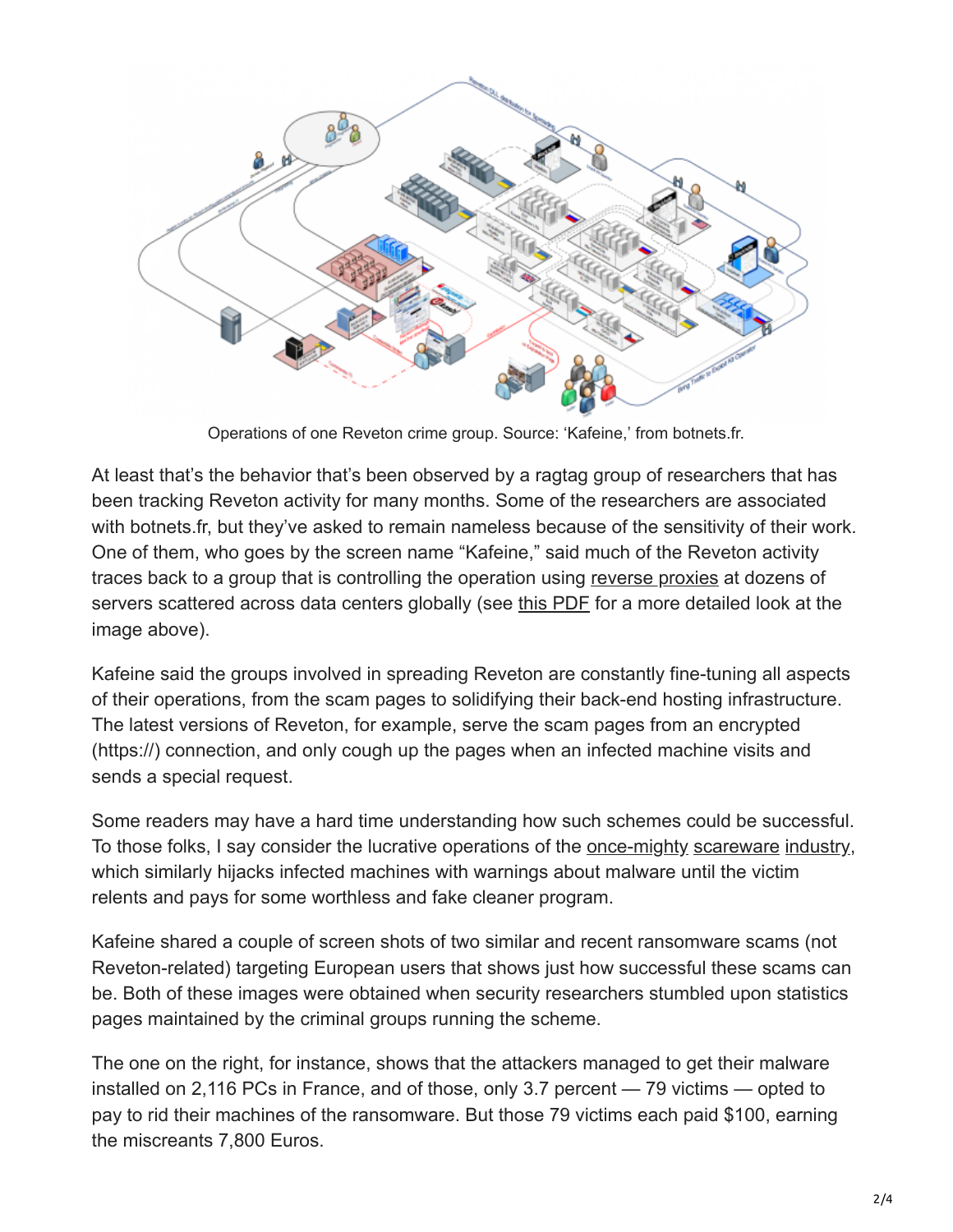Operations of one Reveton crime group. Source: 'Kafeine,' from botnets.fr.

At least that's the behavior that's been observed by a ragtag group of researchers that has been tracking Reveton activity for many months. Some of the researchers are associated with botnets.fr, but they've asked to remain nameless because of the sensitivity of their work. One of them, who goes by the screen name "Kafeine," said much of the Reveton activity traces back to a group that is controlling the operation using reverse proxies at dozens of servers scattered across data centers globally (see this PDF for a more detailed look at the image above).

Kafeine said the groups involved in spreading Reveton are constantly fine-tuning all aspects of their operations, from the scam pages to solidifying their back-end hosting infrastructure. The latest versions of Reveton, for example, serve the scam pages from an encrypted (https://) connection, and only cough up the pages when an infected machine visits and sends a special request.

Some readers may have a hard time understanding how such schemes could be successful. To those folks, I say consider the lucrative operations of the once-mighty scareware industry, which similarly hijacks infected machines with warnings about malware until the victim relents and pays for some worthless and fake cleaner program.

Kafeine shared a couple of screen shots of two similar and recent ransomware scams (not Reveton-related) targeting European users that shows just how successful these scams can be. Both of these images were obtained when security researchers stumbled upon statistics pages maintained by the criminal groups running the scheme.

The one on the right, for instance, shows that the attackers managed to get their malware installed on 2,116 PCs in France, and of those, only 3.7 percent — 79 victims — opted to pay to rid their machines of the ransomware. But those 79 victims each paid $100, earning the miscreants 7,800 Euros.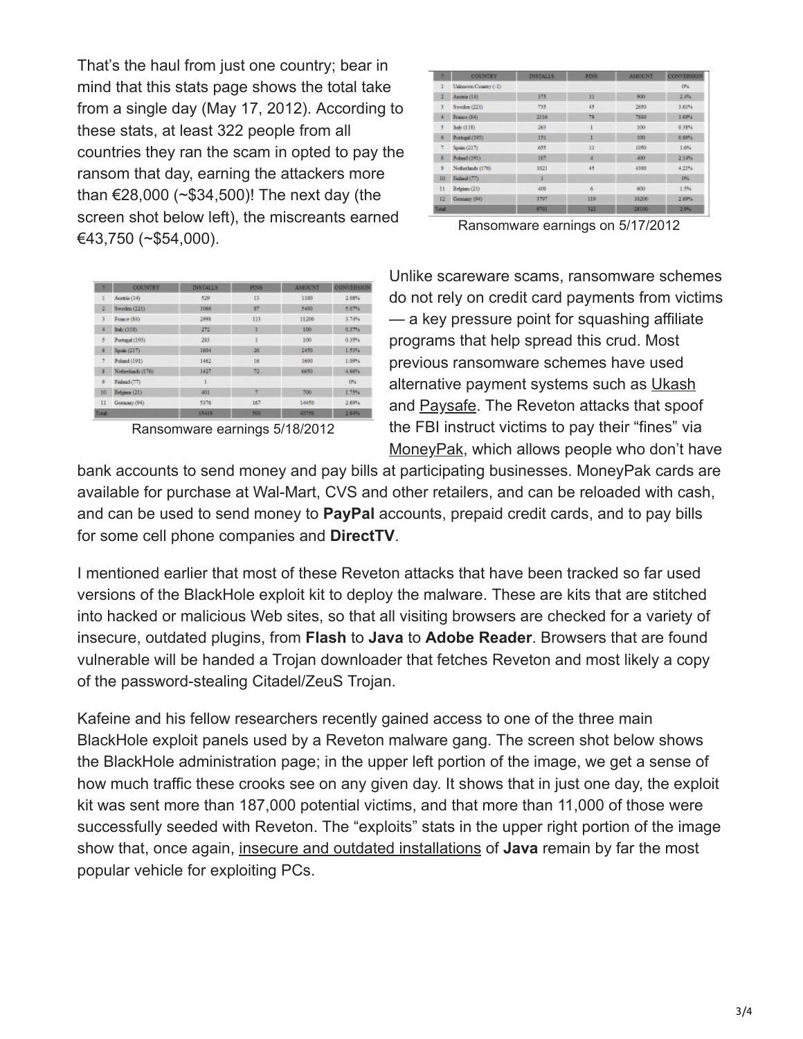That's the haul from just one country; bear in mind that this stats page shows the total take from a single day (May 17, 2012). According to these stats, at least 322 people from all countries they ran the scam in opted to pay the ransom that day, earning the attackers more than €28,000 (~$34,500)! The next day (the screen shot below left), the miscreants earned €43,750 (~$54,000).

| ? | COUNTRY | INSTALLS | PINS | AMOUNT | CONVERSION |
|---|---|---|---|---|---|
| 1 | Unknown Country (-1) | | | | 0% |
| 2 | Austria (14) | 375 | 11 | 900 | 2.4% |
| 3 | Sweden (221) | 735 | 45 | 2650 | 3.61% |
| 4 | France (84) | 2116 | 79 | 7800 | 3.69% |
| 5 | Italy (118) | 263 | 1 | 100 | 0.38% |
| 6 | Portugal (193) | 151 | 1 | 100 | 0.66% |
| 7 | Spain (217) | 655 | 11 | 1050 | 1.6% |
| 8 | Poland (191) | 187 | 4 | 400 | 2.14% |
| 9 | Netherlands (176) | 1021 | 45 | 4300 | 4.21% |
| 10 | Finland (77) | 1 | | | 0% |
| 11 | Belgium (21) | 408 | 6 | 600 | 1.5% |
| 12 | Germany (94) | 3797 | 119 | 10200 | 2.69% |
| Total | | 9709 | 322 | 28100 | 2.9% |

Ransomware earnings on 5/17/2012

| ? | COUNTRY | INSTALLS | PINS | AMOUNT | CONVERSION |
|---|---|---|---|---|---|
| 1 | Austria (14) | 529 | 13 | 1300 | 2.08% |
| 2 | Sweden (221) | 1066 | 87 | 5400 | 5.07% |
| 3 | France (84) | 2998 | 113 | 11200 | 3.74% |
| 4 | Italy (118) | 272 | 1 | 100 | 0.37% |
| 5 | Portugal (193) | 283 | 1 | 100 | 0.35% |
| 6 | Spain (217) | 1684 | 26 | 2450 | 1.53% |
| 7 | Poland (191) | 1462 | 16 | 1600 | 1.09% |
| 8 | Netherlands (176) | 1427 | 72 | 6650 | 4.68% |
| 9 | Finland (77) | 1 | | | 0% |
| 10 | Belgium (21) | 401 | 7 | 700 | 1.75% |
| 11 | Germany (94) | 5376 | 167 | 14450 | 2.69% |
| Total | | 15499 | 503 | 43750 | 2.84% |

Ransomware earnings 5/18/2012

Unlike scareware scams, ransomware schemes do not rely on credit card payments from victims — a key pressure point for squashing affiliate programs that help spread this crud. Most previous ransomware schemes have used alternative payment systems such as Ukash and Paysafe. The Reveton attacks that spoof the FBI instruct victims to pay their "fines" via MoneyPak, which allows people who don't have bank accounts to send money and pay bills at participating businesses. MoneyPak cards are available for purchase at Wal-Mart, CVS and other retailers, and can be reloaded with cash, and can be used to send money to **PayPal** accounts, prepaid credit cards, and to pay bills for some cell phone companies and **DirectTV**.

I mentioned earlier that most of these Reveton attacks that have been tracked so far used versions of the BlackHole exploit kit to deploy the malware. These are kits that are stitched into hacked or malicious Web sites, so that all visiting browsers are checked for a variety of insecure, outdated plugins, from **Flash** to **Java** to **Adobe Reader**. Browsers that are found vulnerable will be handed a Trojan downloader that fetches Reveton and most likely a copy of the password-stealing Citadel/ZeuS Trojan.

Kafeine and his fellow researchers recently gained access to one of the three main BlackHole exploit panels used by a Reveton malware gang. The screen shot below shows the BlackHole administration page; in the upper left portion of the image, we get a sense of how much traffic these crooks see on any given day. It shows that in just one day, the exploit kit was sent more than 187,000 potential victims, and that more than 11,000 of those were successfully seeded with Reveton. The "exploits" stats in the upper right portion of the image show that, once again, insecure and outdated installations of **Java** remain by far the most popular vehicle for exploiting PCs.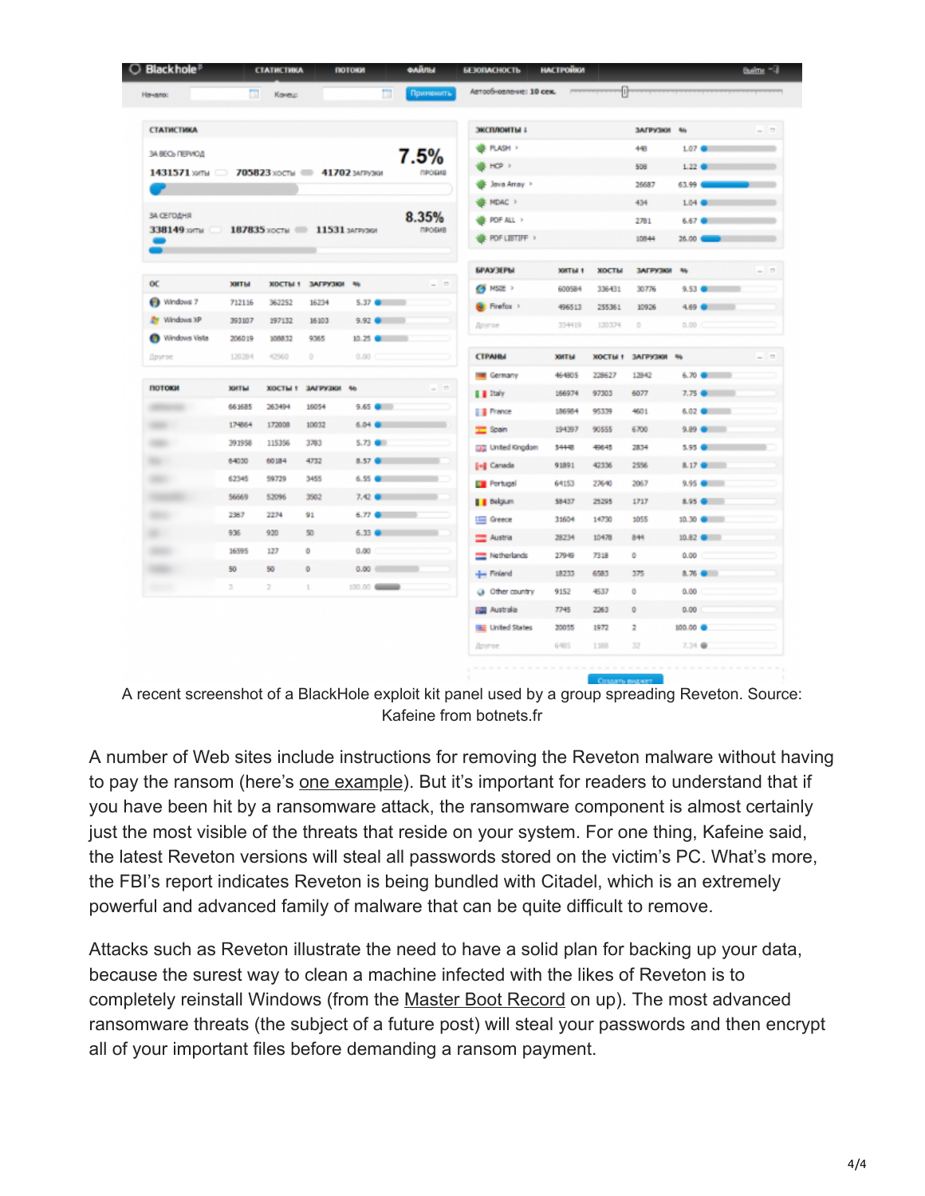A recent screenshot of a BlackHole exploit kit panel used by a group spreading Reveton. Source: Kafeine from botnets.fr

A number of Web sites include instructions for removing the Reveton malware without having to pay the ransom (here's one example). But it's important for readers to understand that if you have been hit by a ransomware attack, the ransomware component is almost certainly just the most visible of the threats that reside on your system. For one thing, Kafeine said, the latest Reveton versions will steal all passwords stored on the victim's PC. What's more, the FBI's report indicates Reveton is being bundled with Citadel, which is an extremely powerful and advanced family of malware that can be quite difficult to remove.

Attacks such as Reveton illustrate the need to have a solid plan for backing up your data, because the surest way to clean a machine infected with the likes of Reveton is to completely reinstall Windows (from the Master Boot Record on up). The most advanced ransomware threats (the subject of a future post) will steal your passwords and then encrypt all of your important files before demanding a ransom payment.